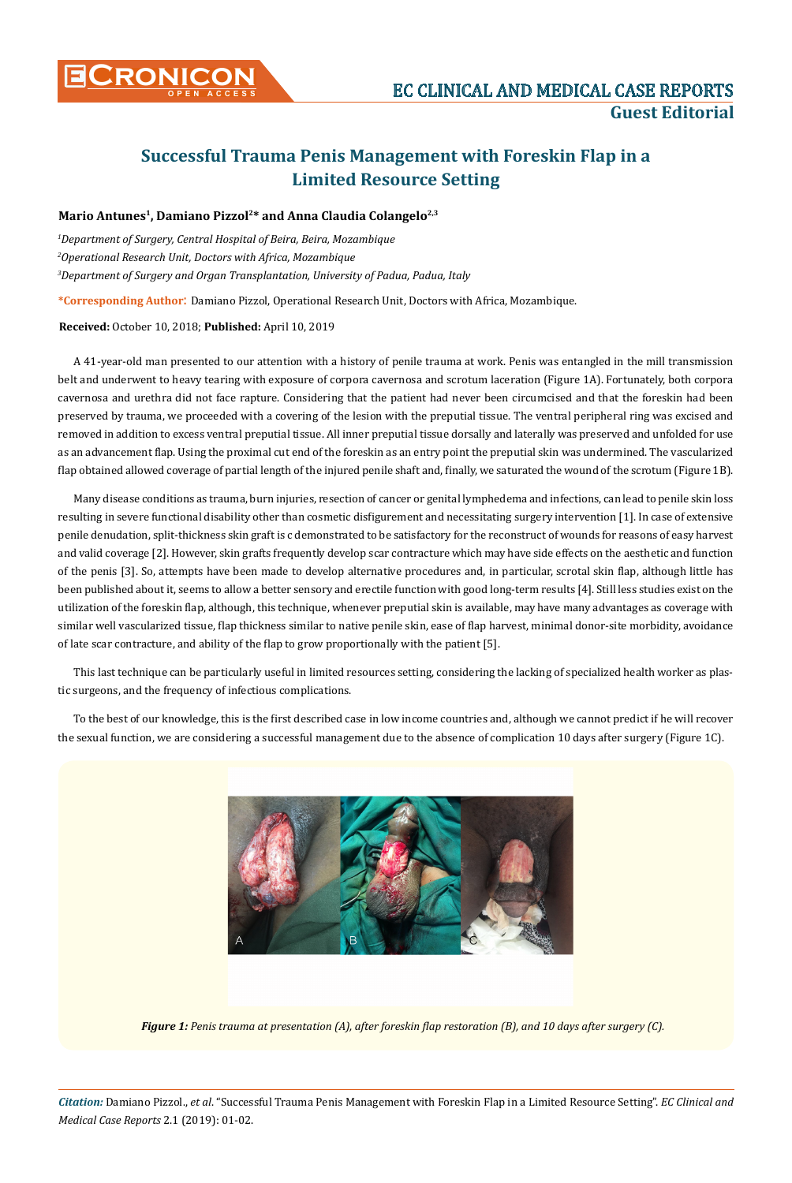# Successful Trauma Penis Management with Foreskin Flap in a Limited Resource Setting

**Mario Antunes[1], Damiano Pizzol[2]* and Anna Claudia Colangelo[2,3]**

*[1]Department of Surgery, Central Hospital of Beira, Beira, Mozambique*

*[2]Operational Research Unit, Doctors with Africa, Mozambique*

*[3]Department of Surgery and Organ Transplantation, University of Padua, Padua, Italy*

***Corresponding Author**: Damiano Pizzol, Operational Research Unit, Doctors with Africa, Mozambique.

**Received:** October 10, 2018; **Published:** April 10, 2019

A 41-year-old man presented to our attention with a history of penile trauma at work. Penis was entangled in the mill transmission belt and underwent to heavy tearing with exposure of corpora cavernosa and scrotum laceration (Figure 1A). Fortunately, both corpora cavernosa and urethra did not face rapture. Considering that the patient had never been circumcised and that the foreskin had been preserved by trauma, we proceeded with a covering of the lesion with the preputial tissue. The ventral peripheral ring was excised and removed in addition to excess ventral preputial tissue. All inner preputial tissue dorsally and laterally was preserved and unfolded for use as an advancement flap. Using the proximal cut end of the foreskin as an entry point the preputial skin was undermined. The vascularized flap obtained allowed coverage of partial length of the injured penile shaft and, finally, we saturated the wound of the scrotum (Figure 1B).

Many disease conditions as trauma, burn injuries, resection of cancer or genital lymphedema and infections, can lead to penile skin loss resulting in severe functional disability other than cosmetic disfigurement and necessitating surgery intervention [1]. In case of extensive penile denudation, split-thickness skin graft is c demonstrated to be satisfactory for the reconstruct of wounds for reasons of easy harvest and valid coverage [2]. However, skin grafts frequently develop scar contracture which may have side effects on the aesthetic and function of the penis [3]. So, attempts have been made to develop alternative procedures and, in particular, scrotal skin flap, although little has been published about it, seems to allow a better sensory and erectile function with good long-term results [4]. Still less studies exist on the utilization of the foreskin flap, although, this technique, whenever preputial skin is available, may have many advantages as coverage with similar well vascularized tissue, flap thickness similar to native penile skin, ease of flap harvest, minimal donor-site morbidity, avoidance of late scar contracture, and ability of the flap to grow proportionally with the patient [5].

This last technique can be particularly useful in limited resources setting, considering the lacking of specialized health worker as plastic surgeons, and the frequency of infectious complications.

To the best of our knowledge, this is the first described case in low income countries and, although we cannot predict if he will recover the sexual function, we are considering a successful management due to the absence of complication 10 days after surgery (Figure 1C).

***Figure 1:*** *Penis trauma at presentation (A), after foreskin flap restoration (B), and 10 days after surgery (C).*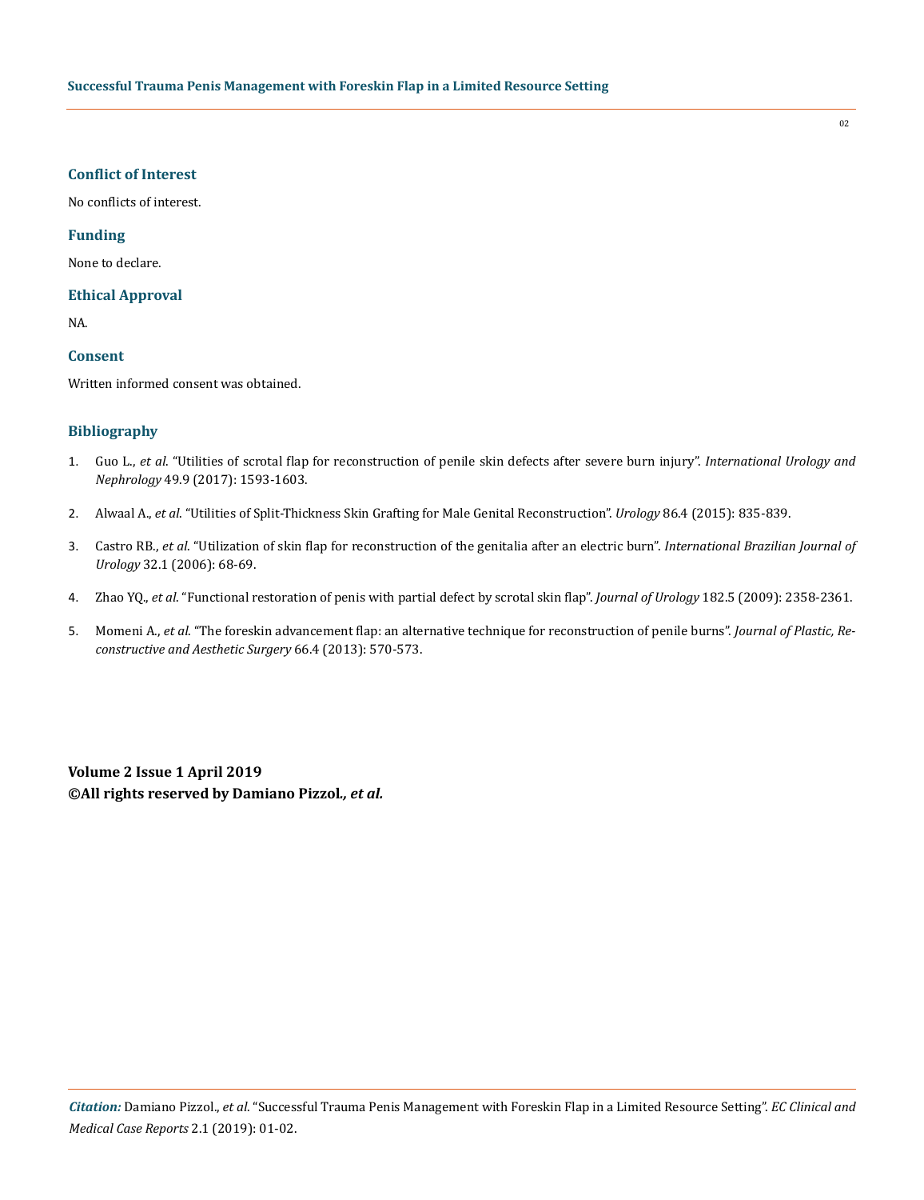## Conflict of Interest

No conflicts of interest.

## Funding

None to declare.

## Ethical Approval

NA.

## Consent

Written informed consent was obtained.

## Bibliography

1. Guo L., *et al*. "Utilities of scrotal flap for reconstruction of penile skin defects after severe burn injury". *International Urology and Nephrology* 49.9 (2017): 1593-1603.
2. Alwaal A., *et al*. "Utilities of Split-Thickness Skin Grafting for Male Genital Reconstruction". *Urology* 86.4 (2015): 835-839.
3. Castro RB., *et al*. "Utilization of skin flap for reconstruction of the genitalia after an electric burn". *International Brazilian Journal of Urology* 32.1 (2006): 68-69.
4. Zhao YQ., *et al*. "Functional restoration of penis with partial defect by scrotal skin flap". *Journal of Urology* 182.5 (2009): 2358-2361.
5. Momeni A., *et al*. "The foreskin advancement flap: an alternative technique for reconstruction of penile burns". *Journal of Plastic, Reconstructive and Aesthetic Surgery* 66.4 (2013): 570-573.

**Volume 2 Issue 1 April 2019**
**©All rights reserved by Damiano Pizzol*., et al.***